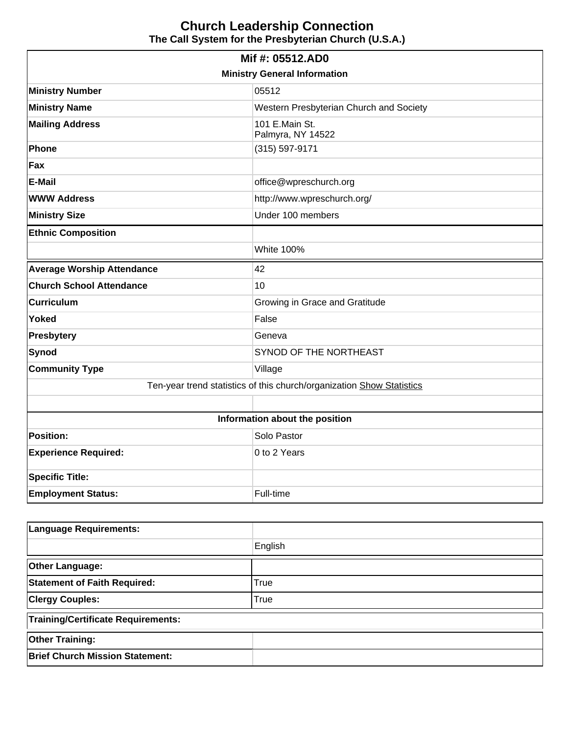# Church Leadership Connection

## The Call System for the Presbyterian Church (U.S.A.)

| Mif #: 05512.AD0 | |
|---|---|
| **Ministry General Information** | |
| **Ministry Number** | 05512 |
| **Ministry Name** | Western Presbyterian Church and Society |
| **Mailing Address** | 101 E.Main St.<br>Palmyra, NY 14522 |
| **Phone** | (315) 597-9171 |
| **Fax** | |
| **E-Mail** | office@wpreschurch.org |
| **WWW Address** | http://www.wpreschurch.org/ |
| **Ministry Size** | Under 100 members |
| **Ethnic Composition** | |
| | White 100% |
| **Average Worship Attendance** | 42 |
| **Church School Attendance** | 10 |
| **Curriculum** | Growing in Grace and Gratitude |
| **Yoked** | False |
| **Presbytery** | Geneva |
| **Synod** | SYNOD OF THE NORTHEAST |
| **Community Type** | Village |
| Ten-year trend statistics of this church/organization Show Statistics | |
| | |
| **Information about the position** | |
| **Position:** | Solo Pastor |
| **Experience Required:** | 0 to 2 Years |
| **Specific Title:** | |
| **Employment Status:** | Full-time |

| Language Requirements: | |
|---|---|
| | English |
| **Other Language:** | |
| **Statement of Faith Required:** | True |
| **Clergy Couples:** | True |
| **Training/Certificate Requirements:** | |
| **Other Training:** | |
| **Brief Church Mission Statement:** | |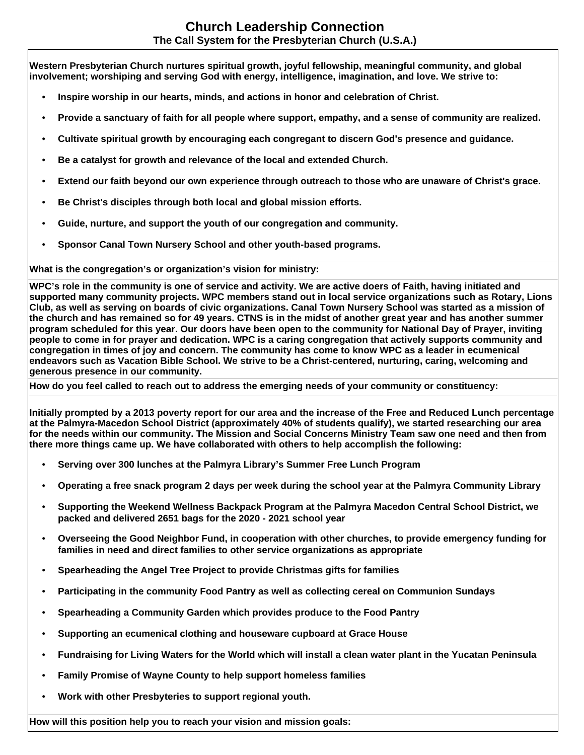## Church Leadership Connection

### The Call System for the Presbyterian Church (U.S.A.)

**Western Presbyterian Church nurtures spiritual growth, joyful fellowship, meaningful community, and global involvement; worshiping and serving God with energy, intelligence, imagination, and love. We strive to:**

- **Inspire worship in our hearts, minds, and actions in honor and celebration of Christ.**
- **Provide a sanctuary of faith for all people where support, empathy, and a sense of community are realized.**
- **Cultivate spiritual growth by encouraging each congregant to discern God's presence and guidance.**
- **Be a catalyst for growth and relevance of the local and extended Church.**
- **Extend our faith beyond our own experience through outreach to those who are unaware of Christ's grace.**
- **Be Christ's disciples through both local and global mission efforts.**
- **Guide, nurture, and support the youth of our congregation and community.**
- **Sponsor Canal Town Nursery School and other youth-based programs.**

**What is the congregation's or organization's vision for ministry:**

**WPC's role in the community is one of service and activity. We are active doers of Faith, having initiated and supported many community projects. WPC members stand out in local service organizations such as Rotary, Lions Club, as well as serving on boards of civic organizations. Canal Town Nursery School was started as a mission of the church and has remained so for 49 years. CTNS is in the midst of another great year and has another summer program scheduled for this year. Our doors have been open to the community for National Day of Prayer, inviting people to come in for prayer and dedication. WPC is a caring congregation that actively supports community and congregation in times of joy and concern. The community has come to know WPC as a leader in ecumenical endeavors such as Vacation Bible School. We strive to be a Christ-centered, nurturing, caring, welcoming and generous presence in our community.**

**How do you feel called to reach out to address the emerging needs of your community or constituency:**

**Initially prompted by a 2013 poverty report for our area and the increase of the Free and Reduced Lunch percentage at the Palmyra-Macedon School District (approximately 40% of students qualify), we started researching our area for the needs within our community. The Mission and Social Concerns Ministry Team saw one need and then from there more things came up. We have collaborated with others to help accomplish the following:**

- **Serving over 300 lunches at the Palmyra Library's Summer Free Lunch Program**
- **Operating a free snack program 2 days per week during the school year at the Palmyra Community Library**
- **Supporting the Weekend Wellness Backpack Program at the Palmyra Macedon Central School District, we packed and delivered 2651 bags for the 2020 - 2021 school year**
- **Overseeing the Good Neighbor Fund, in cooperation with other churches, to provide emergency funding for families in need and direct families to other service organizations as appropriate**
- **Spearheading the Angel Tree Project to provide Christmas gifts for families**
- **Participating in the community Food Pantry as well as collecting cereal on Communion Sundays**
- **Spearheading a Community Garden which provides produce to the Food Pantry**
- **Supporting an ecumenical clothing and houseware cupboard at Grace House**
- **Fundraising for Living Waters for the World which will install a clean water plant in the Yucatan Peninsula**
- **Family Promise of Wayne County to help support homeless families**
- **Work with other Presbyteries to support regional youth.**

**How will this position help you to reach your vision and mission goals:**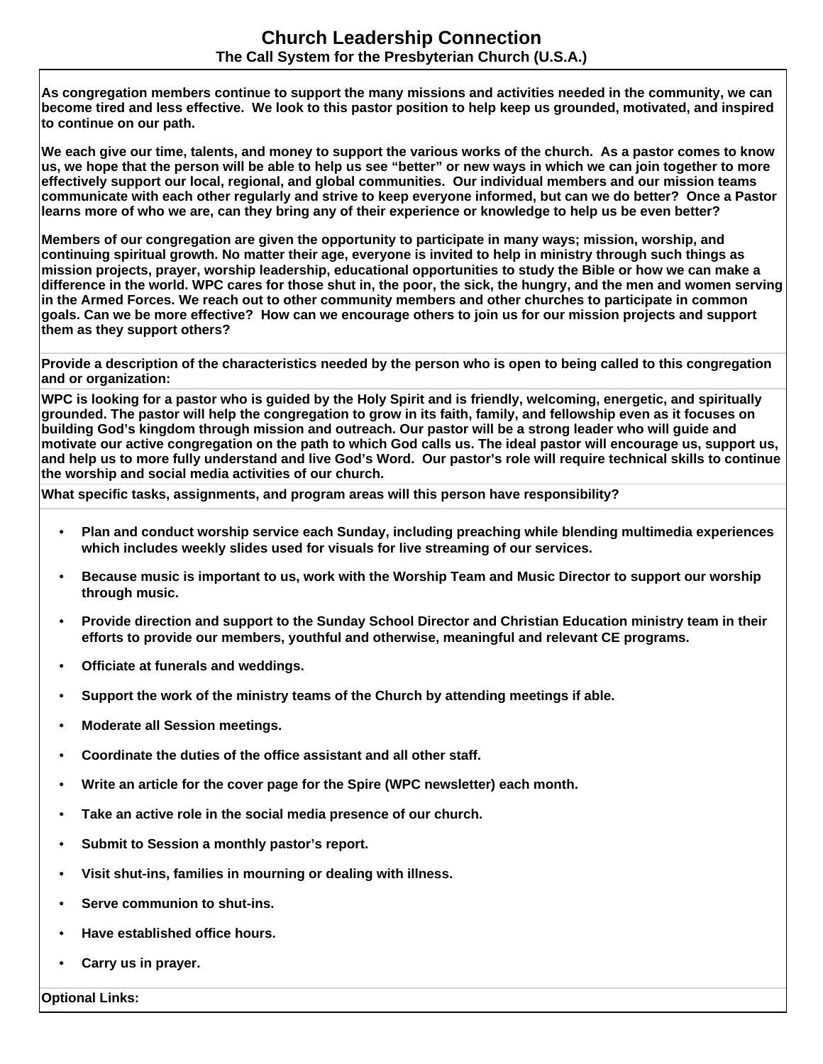# Church Leadership Connection

**The Call System for the Presbyterian Church (U.S.A.)**

**As congregation members continue to support the many missions and activities needed in the community, we can become tired and less effective. We look to this pastor position to help keep us grounded, motivated, and inspired to continue on our path.**

**We each give our time, talents, and money to support the various works of the church. As a pastor comes to know us, we hope that the person will be able to help us see "better" or new ways in which we can join together to more effectively support our local, regional, and global communities. Our individual members and our mission teams communicate with each other regularly and strive to keep everyone informed, but can we do better? Once a Pastor learns more of who we are, can they bring any of their experience or knowledge to help us be even better?**

**Members of our congregation are given the opportunity to participate in many ways; mission, worship, and continuing spiritual growth. No matter their age, everyone is invited to help in ministry through such things as mission projects, prayer, worship leadership, educational opportunities to study the Bible or how we can make a difference in the world. WPC cares for those shut in, the poor, the sick, the hungry, and the men and women serving in the Armed Forces. We reach out to other community members and other churches to participate in common goals. Can we be more effective? How can we encourage others to join us for our mission projects and support them as they support others?**

**Provide a description of the characteristics needed by the person who is open to being called to this congregation and or organization:**

**WPC is looking for a pastor who is guided by the Holy Spirit and is friendly, welcoming, energetic, and spiritually grounded. The pastor will help the congregation to grow in its faith, family, and fellowship even as it focuses on building God's kingdom through mission and outreach. Our pastor will be a strong leader who will guide and motivate our active congregation on the path to which God calls us. The ideal pastor will encourage us, support us, and help us to more fully understand and live God's Word. Our pastor's role will require technical skills to continue the worship and social media activities of our church.**

**What specific tasks, assignments, and program areas will this person have responsibility?**

- **Plan and conduct worship service each Sunday, including preaching while blending multimedia experiences which includes weekly slides used for visuals for live streaming of our services.**
- **Because music is important to us, work with the Worship Team and Music Director to support our worship through music.**
- **Provide direction and support to the Sunday School Director and Christian Education ministry team in their efforts to provide our members, youthful and otherwise, meaningful and relevant CE programs.**
- **Officiate at funerals and weddings.**
- **Support the work of the ministry teams of the Church by attending meetings if able.**
- **Moderate all Session meetings.**
- **Coordinate the duties of the office assistant and all other staff.**
- **Write an article for the cover page for the Spire (WPC newsletter) each month.**
- **Take an active role in the social media presence of our church.**
- **Submit to Session a monthly pastor's report.**
- **Visit shut-ins, families in mourning or dealing with illness.**
- **Serve communion to shut-ins.**
- **Have established office hours.**
- **Carry us in prayer.**

**Optional Links:**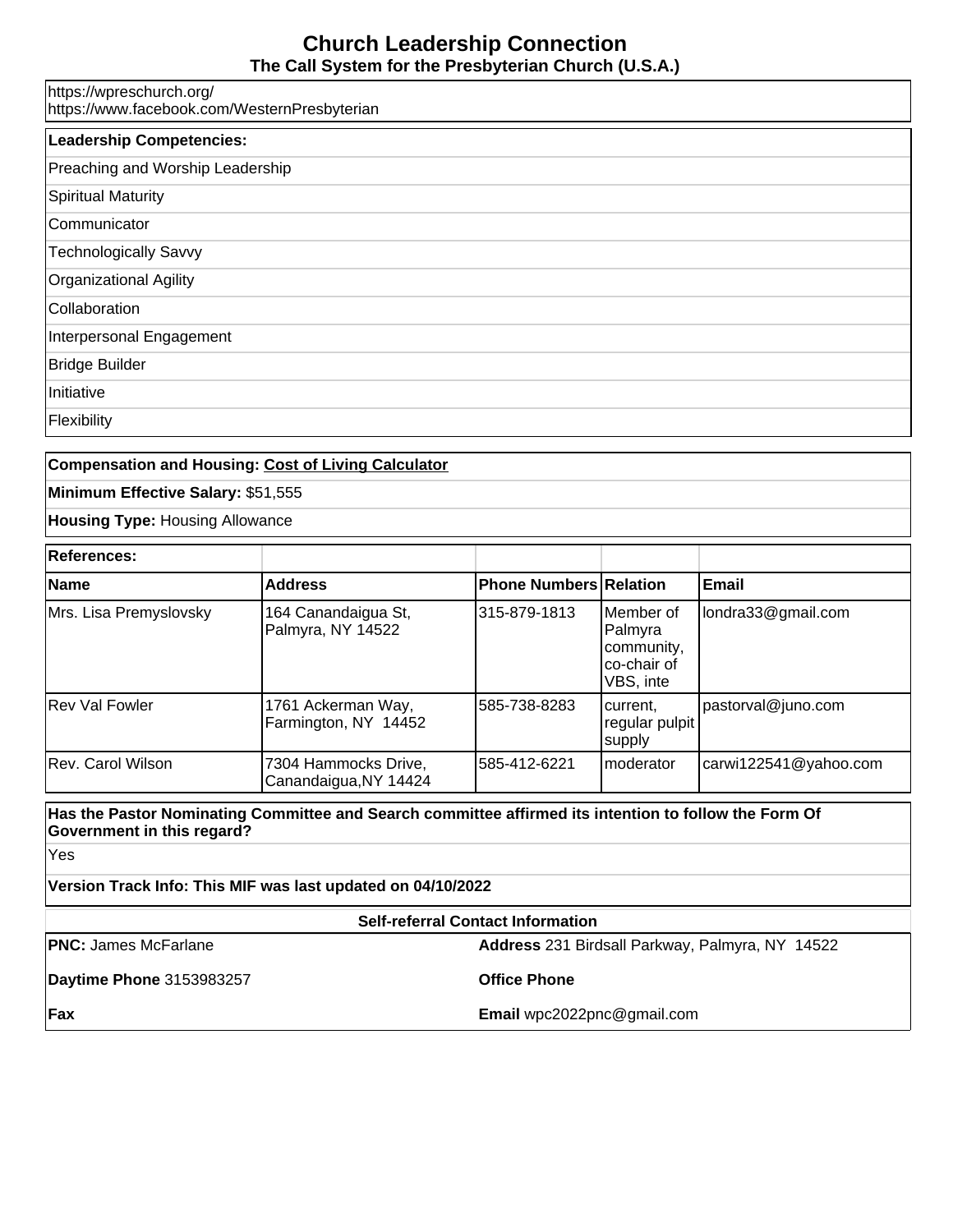# Church Leadership Connection

**The Call System for the Presbyterian Church (U.S.A.)**

https://wpreschurch.org/
https://www.facebook.com/WesternPresbyterian

**Leadership Competencies:**

Preaching and Worship Leadership

Spiritual Maturity

Communicator

Technologically Savvy

Organizational Agility

Collaboration

Interpersonal Engagement

Bridge Builder

Initiative

Flexibility

**Compensation and Housing:** Cost of Living Calculator

**Minimum Effective Salary:** $51,555

**Housing Type:** Housing Allowance

**References:**

| Name | Address | Phone Numbers | Relation | Email |
|---|---|---|---|---|
| Mrs. Lisa Premyslovsky | 164 Canandaigua St, Palmyra, NY 14522 | 315-879-1813 | Member of Palmyra community, co-chair of VBS, inte | londra33@gmail.com |
| Rev Val Fowler | 1761 Ackerman Way, Farmington, NY 14452 | 585-738-8283 | current, regular pulpit supply | pastorval@juno.com |
| Rev. Carol Wilson | 7304 Hammocks Drive, Canandaigua,NY 14424 | 585-412-6221 | moderator | carwi122541@yahoo.com |

**Has the Pastor Nominating Committee and Search committee affirmed its intention to follow the Form Of Government in this regard?**

Yes

**Version Track Info: This MIF was last updated on 04/10/2022**

**Self-referral Contact Information**

**PNC:** James McFarlane

**Address** 231 Birdsall Parkway, Palmyra, NY 14522

**Daytime Phone** 3153983257

**Office Phone**

**Fax**

**Email** wpc2022pnc@gmail.com